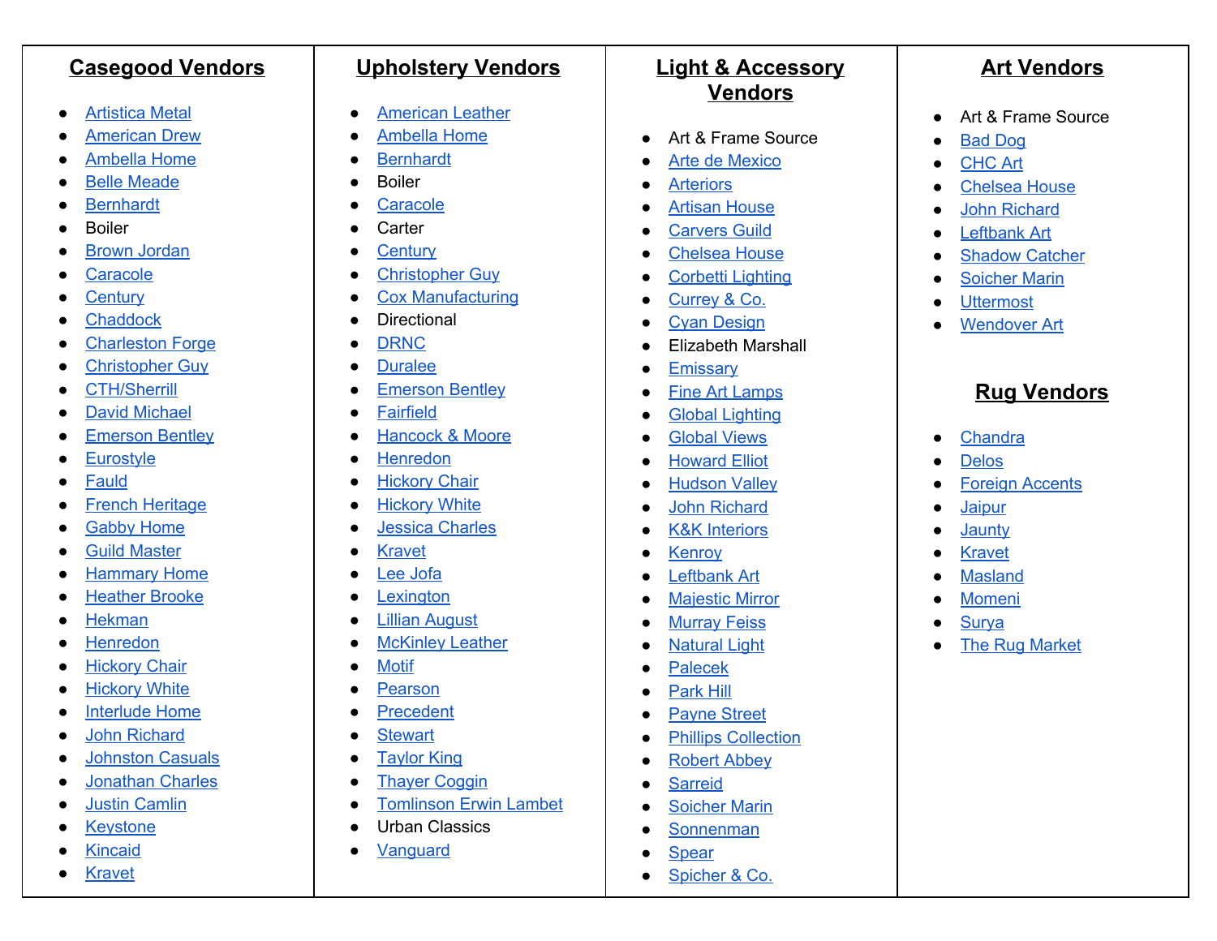## Casegood Vendors

- Artistica Metal
- American Drew
- Ambella Home
- Belle Meade
- Bernhardt
- Boiler
- Brown Jordan
- Caracole
- Century
- Chaddock
- Charleston Forge
- Christopher Guy
- CTH/Sherrill
- David Michael
- Emerson Bentley
- Eurostyle
- Fauld
- French Heritage
- Gabby Home
- Guild Master
- Hammary Home
- Heather Brooke
- Hekman
- Henredon
- Hickory Chair
- Hickory White
- Interlude Home
- John Richard
- Johnston Casuals
- Jonathan Charles
- Justin Camlin
- Keystone
- Kincaid
- Kravet

## Upholstery Vendors

- American Leather
- Ambella Home
- Bernhardt
- Boiler
- Caracole
- Carter
- Century
- Christopher Guy
- Cox Manufacturing
- Directional
- DRNC
- Duralee
- Emerson Bentley
- Fairfield
- Hancock & Moore
- Henredon
- Hickory Chair
- Hickory White
- Jessica Charles
- Kravet
- Lee Jofa
- Lexington
- Lillian August
- McKinley Leather
- Motif
- Pearson
- Precedent
- Stewart
- Taylor King
- Thayer Coggin
- Tomlinson Erwin Lambet
- Urban Classics
- Vanguard

## Light & Accessory Vendors

- Art & Frame Source
- Arte de Mexico
- Arteriors
- Artisan House
- Carvers Guild
- Chelsea House
- Corbetti Lighting
- Currey & Co.
- Cyan Design
- Elizabeth Marshall
- Emissary
- Fine Art Lamps
- Global Lighting
- Global Views
- Howard Elliot
- Hudson Valley
- John Richard
- K&K Interiors
- Kenroy
- Leftbank Art
- Majestic Mirror
- Murray Feiss
- Natural Light
- Palecek
- Park Hill
- Payne Street
- Phillips Collection
- Robert Abbey
- Sarreid
- Soicher Marin
- Sonnenman
- Spear
- Spicher & Co.

## Art Vendors

- Art & Frame Source
- Bad Dog
- CHC Art
- Chelsea House
- John Richard
- Leftbank Art
- Shadow Catcher
- Soicher Marin
- Uttermost
- Wendover Art

## Rug Vendors

- Chandra
- Delos
- Foreign Accents
- Jaipur
- Jaunty
- Kravet
- Masland
- Momeni
- Surya
- The Rug Market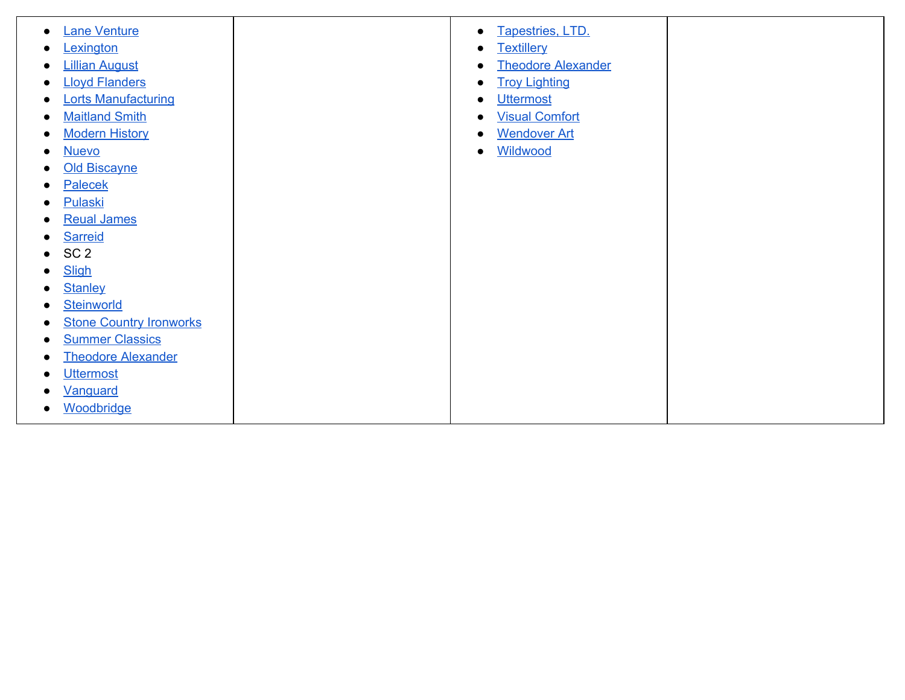| | | | |
|---|---|---|---|
| • Lane Venture<br>• Lexington<br>• Lillian August<br>• Lloyd Flanders<br>• Lorts Manufacturing<br>• Maitland Smith<br>• Modern History<br>• Nuevo<br>• Old Biscayne<br>• Palecek<br>• Pulaski<br>• Reual James<br>• Sarreid<br>• SC 2<br>• Sligh<br>• Stanley<br>• Steinworld<br>• Stone Country Ironworks<br>• Summer Classics<br>• Theodore Alexander<br>• Uttermost<br>• Vanguard<br>• Woodbridge | | • Tapestries, LTD.<br>• Textillery<br>• Theodore Alexander<br>• Troy Lighting<br>• Uttermost<br>• Visual Comfort<br>• Wendover Art<br>• Wildwood | |